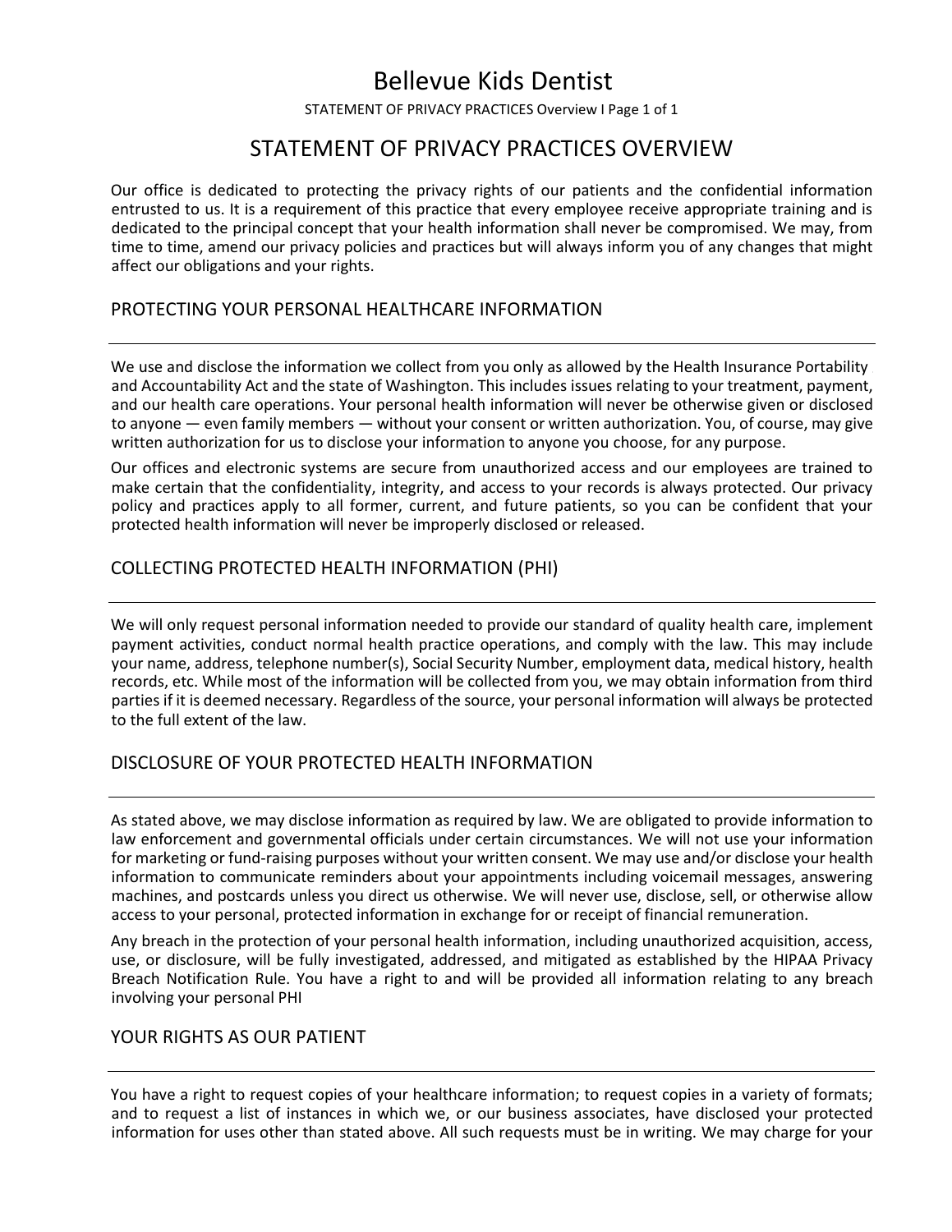# Bellevue Kids Dentist

# STATEMENT OF PRIVACY PRACTICES OVERVIEW

Our office is dedicated to protecting the privacy rights of our patients and the confidential information entrusted to us. It is a requirement of this practice that every employee receive appropriate training and is dedicated to the principal concept that your health information shall never be compromised. We may, from time to time, amend our privacy policies and practices but will always inform you of any changes that might affect our obligations and your rights.

## PROTECTING YOUR PERSONAL HEALTHCARE INFORMATION

We use and disclose the information we collect from you only as allowed by the Health Insurance Portability and Accountability Act and the state of Washington. This includes issues relating to your treatment, payment, and our health care operations. Your personal health information will never be otherwise given or disclosed to anyone — even family members — without your consent or written authorization. You, of course, may give written authorization for us to disclose your information to anyone you choose, for any purpose.

Our offices and electronic systems are secure from unauthorized access and our employees are trained to make certain that the confidentiality, integrity, and access to your records is always protected. Our privacy policy and practices apply to all former, current, and future patients, so you can be confident that your protected health information will never be improperly disclosed or released.

## COLLECTING PROTECTED HEALTH INFORMATION (PHI)

We will only request personal information needed to provide our standard of quality health care, implement payment activities, conduct normal health practice operations, and comply with the law. This may include your name, address, telephone number(s), Social Security Number, employment data, medical history, health records, etc. While most of the information will be collected from you, we may obtain information from third parties if it is deemed necessary. Regardless of the source, your personal information will always be protected to the full extent of the law.

## DISCLOSURE OF YOUR PROTECTED HEALTH INFORMATION

As stated above, we may disclose information as required by law. We are obligated to provide information to law enforcement and governmental officials under certain circumstances. We will not use your information for marketing or fund-raising purposes without your written consent. We may use and/or disclose your health information to communicate reminders about your appointments including voicemail messages, answering machines, and postcards unless you direct us otherwise. We will never use, disclose, sell, or otherwise allow access to your personal, protected information in exchange for or receipt of financial remuneration.

Any breach in the protection of your personal health information, including unauthorized acquisition, access, use, or disclosure, will be fully investigated, addressed, and mitigated as established by the HIPAA Privacy Breach Notification Rule. You have a right to and will be provided all information relating to any breach involving your personal PHI

## YOUR RIGHTS AS OUR PATIENT

You have a right to request copies of your healthcare information; to request copies in a variety of formats; and to request a list of instances in which we, or our business associates, have disclosed your protected information for uses other than stated above. All such requests must be in writing. We may charge for your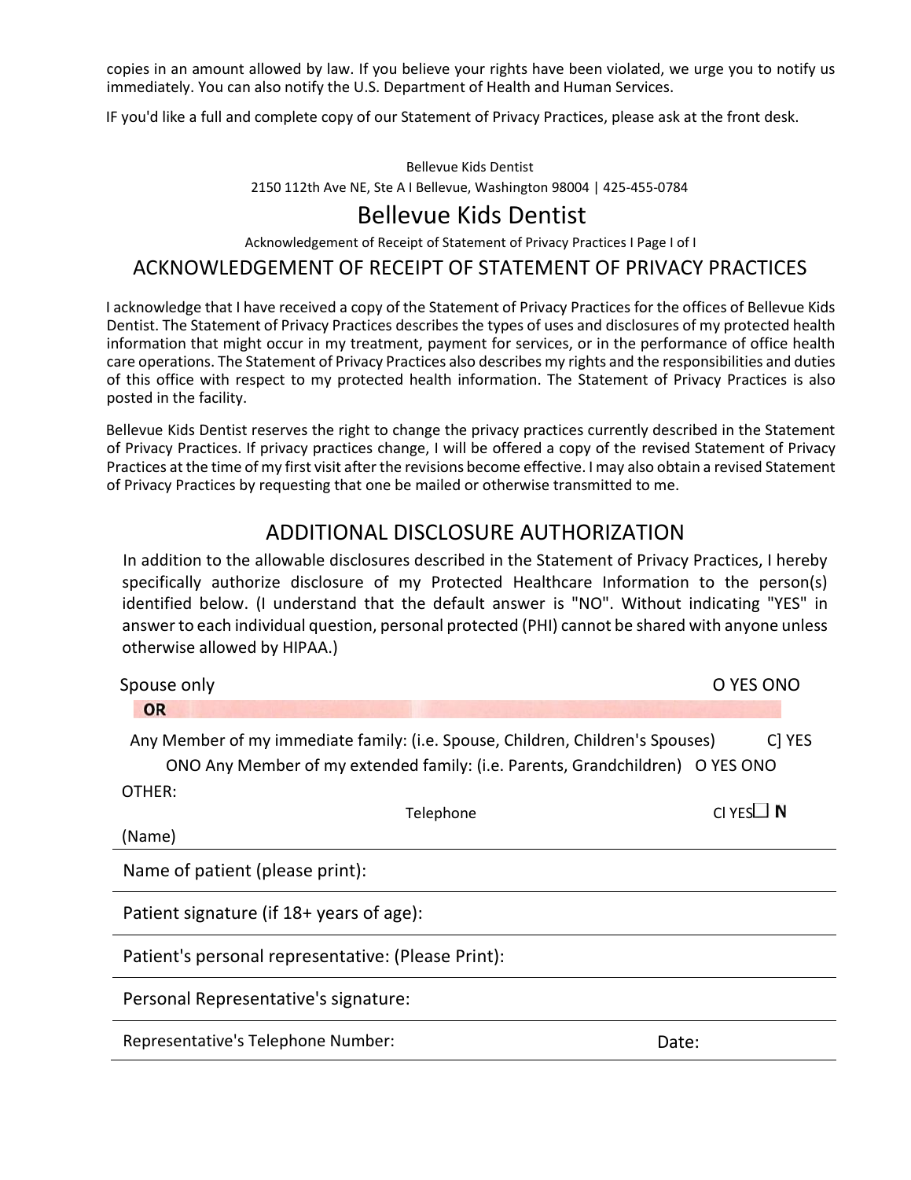copies in an amount allowed by law. If you believe your rights have been violated, we urge you to notify us immediately. You can also notify the U.S. Department of Health and Human Services.

IF you'd like a full and complete copy of our Statement of Privacy Practices, please ask at the front desk.

Bellevue Kids Dentist

2150 112th Ave NE, Ste A I Bellevue, Washington 98004 | 425-455-0784

# Bellevue Kids Dentist

Acknowledgement of Receipt of Statement of Privacy Practices I Page I of I

## ACKNOWLEDGEMENT OF RECEIPT OF STATEMENT OF PRIVACY PRACTICES

I acknowledge that I have received a copy of the Statement of Privacy Practices for the offices of Bellevue Kids Dentist. The Statement of Privacy Practices describes the types of uses and disclosures of my protected health information that might occur in my treatment, payment for services, or in the performance of office health care operations. The Statement of Privacy Practices also describes my rights and the responsibilities and duties of this office with respect to my protected health information. The Statement of Privacy Practices is also posted in the facility.

Bellevue Kids Dentist reserves the right to change the privacy practices currently described in the Statement of Privacy Practices. If privacy practices change, I will be offered a copy of the revised Statement of Privacy Practices at the time of my first visit after the revisions become effective. I may also obtain a revised Statement of Privacy Practices by requesting that one be mailed or otherwise transmitted to me.

## ADDITIONAL DISCLOSURE AUTHORIZATION

In addition to the allowable disclosures described in the Statement of Privacy Practices, I hereby specifically authorize disclosure of my Protected Healthcare Information to the person(s) identified below. (I understand that the default answer is "NO". Without indicating "YES" in answer to each individual question, personal protected (PHI) cannot be shared with anyone unless otherwise allowed by HIPAA.)

Spouse only O YES ONO

**OR**

Any Member of my immediate family: (i.e. Spouse, Children, Children's Spouses) C] YES ONO

Any Member of my extended family: (i.e. Parents, Grandchildren) O YES ONO

OTHER:

(Name) Telephone CI YES☐ N

Name of patient (please print):

Patient signature (if 18+ years of age):

Patient's personal representative: (Please Print):

Personal Representative's signature:

Representative's Telephone Number: Date: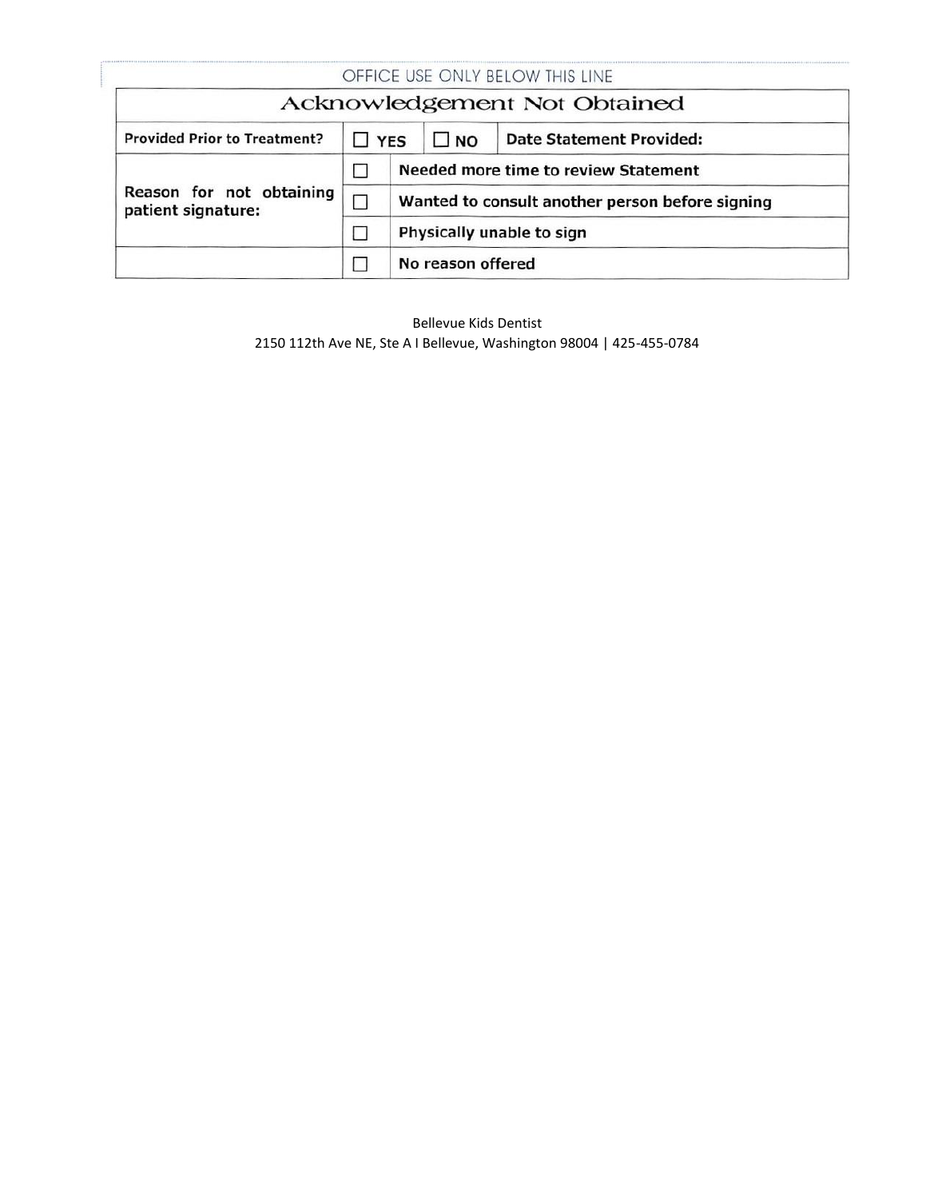OFFICE USE ONLY BELOW THIS LINE

## Acknowledgement Not Obtained

| | | | |
|---|---|---|---|
| **Provided Prior to Treatment?** | ☐ **YES** | ☐ **NO** | **Date Statement Provided:** |
| **Reason for not obtaining patient signature:** | ☐ | **Needed more time to review Statement** | |
| | ☐ | **Wanted to consult another person before signing** | |
| | ☐ | **Physically unable to sign** | |
| | ☐ | **No reason offered** | |

Bellevue Kids Dentist
2150 112th Ave NE, Ste A I Bellevue, Washington 98004 | 425-455-0784